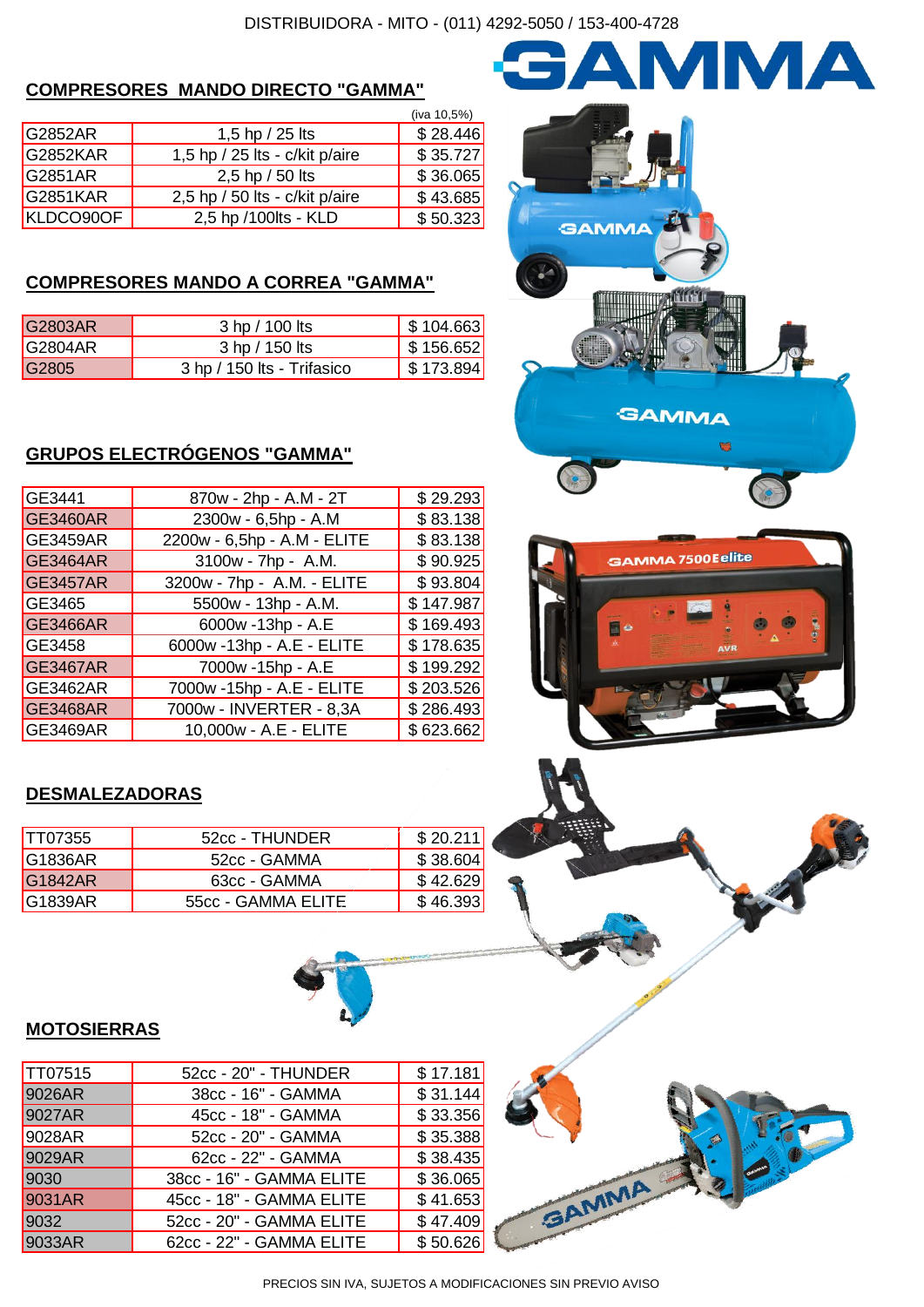DISTRIBUIDORA - MITO - (011) 4292-5050 / 153-400-4728

GAMMA

## COMPRESORES MANDO DIRECTO "GAMMA"

| | | (iva 10,5%) |
|---|---|---|
| G2852AR | 1,5 hp / 25 lts | $ 28.446 |
| G2852KAR | 1,5 hp / 25 lts - c/kit p/aire | $ 35.727 |
| G2851AR | 2,5 hp / 50 lts | $ 36.065 |
| G2851KAR | 2,5 hp / 50 lts - c/kit p/aire | $ 43.685 |
| KLDCO90OF | 2,5 hp /100lts - KLD | $ 50.323 |

## COMPRESORES MANDO A CORREA "GAMMA"

| | | |
|---|---|---|
| G2803AR | 3 hp / 100 lts | $ 104.663 |
| G2804AR | 3 hp / 150 lts | $ 156.652 |
| G2805 | 3 hp / 150 lts - Trifasico | $ 173.894 |

## GRUPOS ELECTRÓGENOS "GAMMA"

| | | |
|---|---|---|
| GE3441 | 870w - 2hp - A.M - 2T | $ 29.293 |
| GE3460AR | 2300w - 6,5hp - A.M | $ 83.138 |
| GE3459AR | 2200w - 6,5hp - A.M - ELITE | $ 83.138 |
| GE3464AR | 3100w - 7hp - A.M. | $ 90.925 |
| GE3457AR | 3200w - 7hp - A.M. - ELITE | $ 93.804 |
| GE3465 | 5500w - 13hp - A.M. | $ 147.987 |
| GE3466AR | 6000w -13hp - A.E | $ 169.493 |
| GE3458 | 6000w -13hp - A.E - ELITE | $ 178.635 |
| GE3467AR | 7000w -15hp - A.E | $ 199.292 |
| GE3462AR | 7000w -15hp - A.E - ELITE | $ 203.526 |
| GE3468AR | 7000w - INVERTER - 8,3A | $ 286.493 |
| GE3469AR | 10,000w - A.E - ELITE | $ 623.662 |

## DESMALEZADORAS

| | | |
|---|---|---|
| TT07355 | 52cc - THUNDER | $ 20.211 |
| G1836AR | 52cc - GAMMA | $ 38.604 |
| G1842AR | 63cc - GAMMA | $ 42.629 |
| G1839AR | 55cc - GAMMA ELITE | $ 46.393 |

## MOTOSIERRAS

| | | |
|---|---|---|
| TT07515 | 52cc - 20" - THUNDER | $ 17.181 |
| 9026AR | 38cc - 16" - GAMMA | $ 31.144 |
| 9027AR | 45cc - 18" - GAMMA | $ 33.356 |
| 9028AR | 52cc - 20" - GAMMA | $ 35.388 |
| 9029AR | 62cc - 22" - GAMMA | $ 38.435 |
| 9030 | 38cc - 16" - GAMMA ELITE | $ 36.065 |
| 9031AR | 45cc - 18" - GAMMA ELITE | $ 41.653 |
| 9032 | 52cc - 20" - GAMMA ELITE | $ 47.409 |
| 9033AR | 62cc - 22" - GAMMA ELITE | $ 50.626 |

PRECIOS SIN IVA, SUJETOS A MODIFICACIONES SIN PREVIO AVISO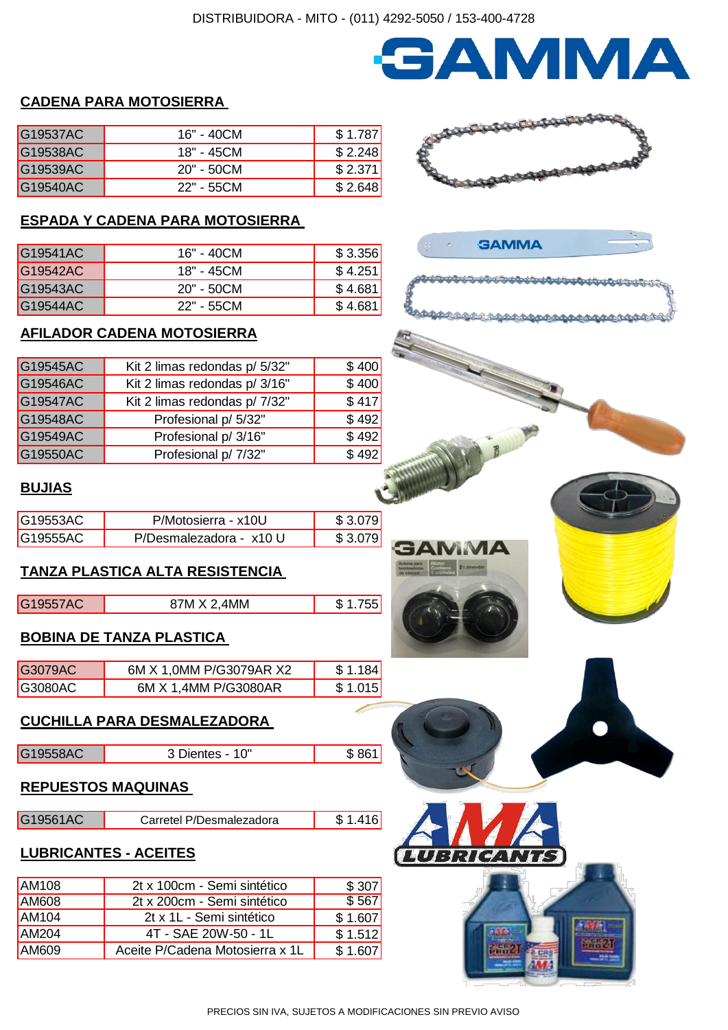DISTRIBUIDORA - MITO - (011) 4292-5050 / 153-400-4728

GAMMA

## CADENA PARA MOTOSIERRA

| | | |
|---|---|---|
| G19537AC | 16" - 40CM | $ 1.787 |
| G19538AC | 18" - 45CM | $ 2.248 |
| G19539AC | 20" - 50CM | $ 2.371 |
| G19540AC | 22" - 55CM | $ 2.648 |

## ESPADA Y CADENA PARA MOTOSIERRA

| | | |
|---|---|---|
| G19541AC | 16" - 40CM | $ 3.356 |
| G19542AC | 18" - 45CM | $ 4.251 |
| G19543AC | 20" - 50CM | $ 4.681 |
| G19544AC | 22" - 55CM | $ 4.681 |

## AFILADOR CADENA MOTOSIERRA

| | | |
|---|---|---|
| G19545AC | Kit 2 limas redondas p/ 5/32" | $ 400 |
| G19546AC | Kit 2 limas redondas p/ 3/16" | $ 400 |
| G19547AC | Kit 2 limas redondas p/ 7/32" | $ 417 |
| G19548AC | Profesional p/ 5/32" | $ 492 |
| G19549AC | Profesional p/ 3/16" | $ 492 |
| G19550AC | Profesional p/ 7/32" | $ 492 |

## BUJIAS

| | | |
|---|---|---|
| G19553AC | P/Motosierra - x10U | $ 3.079 |
| G19555AC | P/Desmalezadora - x10 U | $ 3.079 |

## TANZA PLASTICA ALTA RESISTENCIA

| | | |
|---|---|---|
| G19557AC | 87M X 2,4MM | $ 1.755 |

## BOBINA DE TANZA PLASTICA

| | | |
|---|---|---|
| G3079AC | 6M X 1,0MM P/G3079AR X2 | $ 1.184 |
| G3080AC | 6M X 1,4MM P/G3080AR | $ 1.015 |

## CUCHILLA PARA DESMALEZADORA

| | | |
|---|---|---|
| G19558AC | 3 Dientes - 10" | $ 861 |

## REPUESTOS MAQUINAS

| | | |
|---|---|---|
| G19561AC | Carretel P/Desmalezadora | $ 1.416 |

## LUBRICANTES - ACEITES

| | | |
|---|---|---|
| AM108 | 2t x 100cm - Semi sintético | $ 307 |
| AM608 | 2t x 200cm - Semi sintético | $ 567 |
| AM104 | 2t x 1L - Semi sintético | $ 1.607 |
| AM204 | 4T - SAE 20W-50 - 1L | $ 1.512 |
| AM609 | Aceite P/Cadena Motosierra x 1L | $ 1.607 |

PRECIOS SIN IVA, SUJETOS A MODIFICACIONES SIN PREVIO AVISO